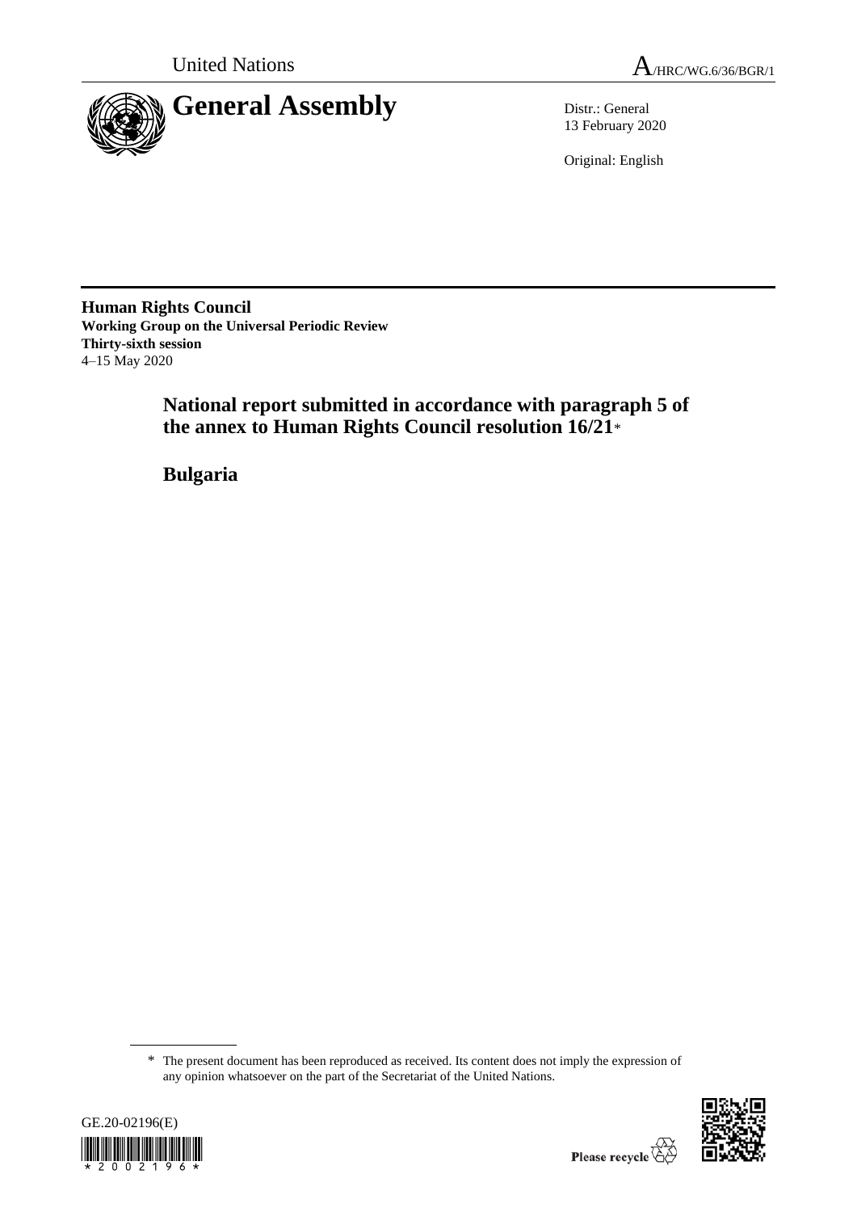United Nations

A/HRC/WG.6/36/BGR/1

# General Assembly

Distr.: General
13 February 2020

Original: English

**Human Rights Council**
**Working Group on the Universal Periodic Review**
**Thirty-sixth session**
4–15 May 2020

## National report submitted in accordance with paragraph 5 of the annex to Human Rights Council resolution 16/21*

## Bulgaria

\* The present document has been reproduced as received. Its content does not imply the expression of any opinion whatsoever on the part of the Secretariat of the United Nations.

GE.20-02196(E)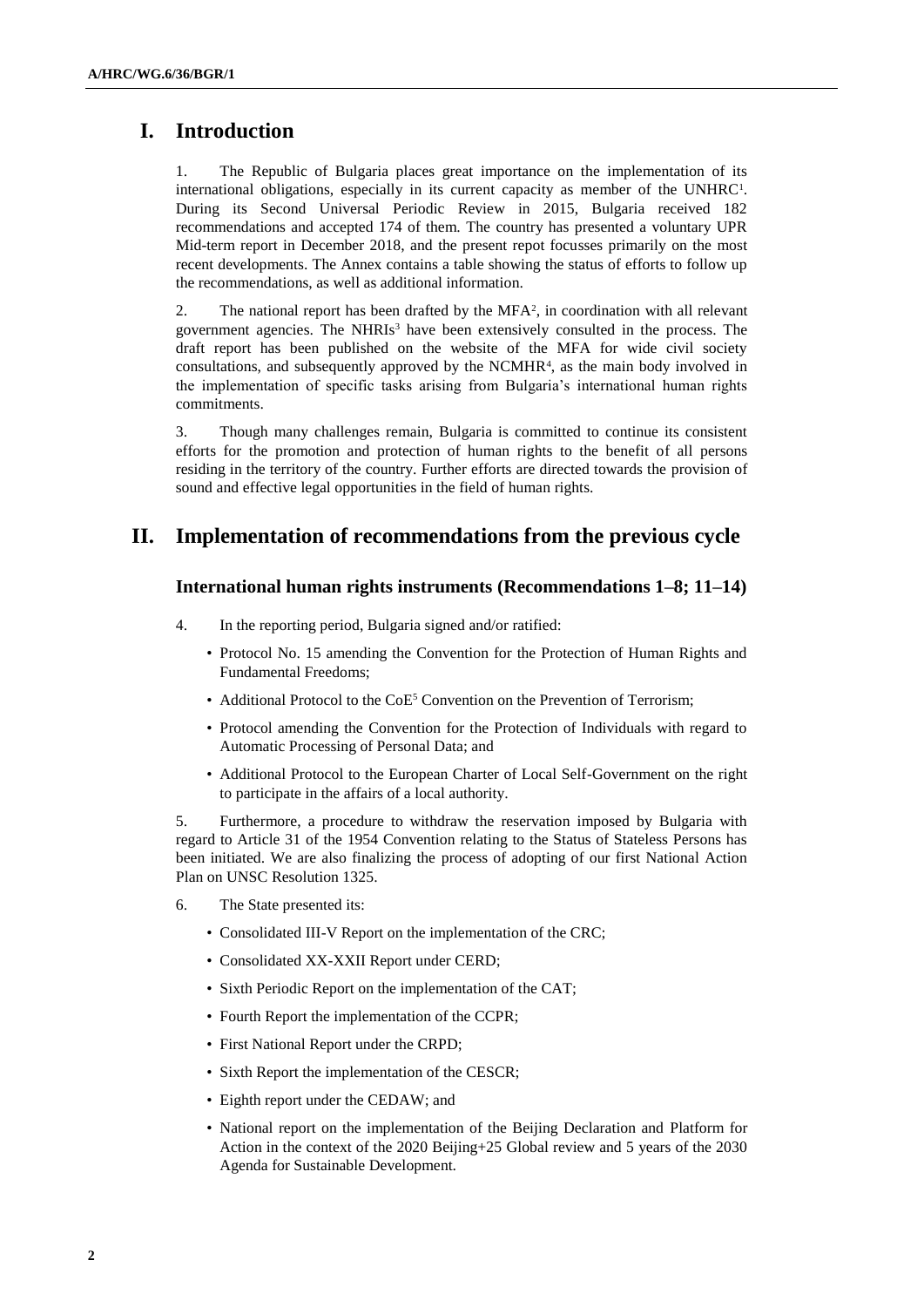# I. Introduction

1. The Republic of Bulgaria places great importance on the implementation of its international obligations, especially in its current capacity as member of the UNHRC[1]. During its Second Universal Periodic Review in 2015, Bulgaria received 182 recommendations and accepted 174 of them. The country has presented a voluntary UPR Mid-term report in December 2018, and the present repot focusses primarily on the most recent developments. The Annex contains a table showing the status of efforts to follow up the recommendations, as well as additional information.

2. The national report has been drafted by the MFA[2], in coordination with all relevant government agencies. The NHRIs[3] have been extensively consulted in the process. The draft report has been published on the website of the MFA for wide civil society consultations, and subsequently approved by the NCMHR[4], as the main body involved in the implementation of specific tasks arising from Bulgaria's international human rights commitments.

3. Though many challenges remain, Bulgaria is committed to continue its consistent efforts for the promotion and protection of human rights to the benefit of all persons residing in the territory of the country. Further efforts are directed towards the provision of sound and effective legal opportunities in the field of human rights.

# II. Implementation of recommendations from the previous cycle

## International human rights instruments (Recommendations 1–8; 11–14)

4. In the reporting period, Bulgaria signed and/or ratified:

- Protocol No. 15 amending the Convention for the Protection of Human Rights and Fundamental Freedoms;
- Additional Protocol to the CoE[5] Convention on the Prevention of Terrorism;
- Protocol amending the Convention for the Protection of Individuals with regard to Automatic Processing of Personal Data; and
- Additional Protocol to the European Charter of Local Self-Government on the right to participate in the affairs of a local authority.

5. Furthermore, a procedure to withdraw the reservation imposed by Bulgaria with regard to Article 31 of the 1954 Convention relating to the Status of Stateless Persons has been initiated. We are also finalizing the process of adopting of our first National Action Plan on UNSC Resolution 1325.

6. The State presented its:

- Consolidated III-V Report on the implementation of the CRC;
- Consolidated XX-XXII Report under CERD;
- Sixth Periodic Report on the implementation of the CAT;
- Fourth Report the implementation of the CCPR;
- First National Report under the CRPD;
- Sixth Report the implementation of the CESCR;
- Eighth report under the CEDAW; and
- National report on the implementation of the Beijing Declaration and Platform for Action in the context of the 2020 Beijing+25 Global review and 5 years of the 2030 Agenda for Sustainable Development.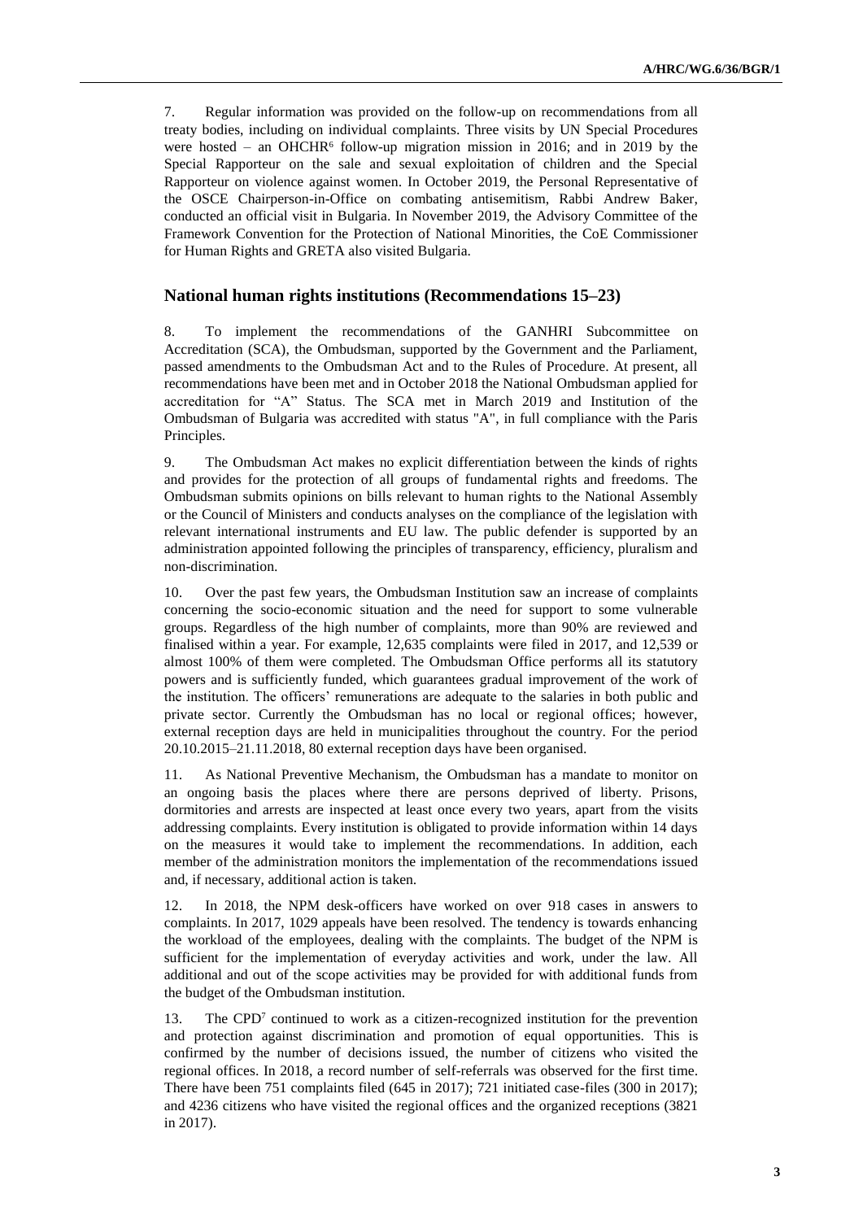7. Regular information was provided on the follow-up on recommendations from all treaty bodies, including on individual complaints. Three visits by UN Special Procedures were hosted – an OHCHR[6] follow-up migration mission in 2016; and in 2019 by the Special Rapporteur on the sale and sexual exploitation of children and the Special Rapporteur on violence against women. In October 2019, the Personal Representative of the OSCE Chairperson-in-Office on combating antisemitism, Rabbi Andrew Baker, conducted an official visit in Bulgaria. In November 2019, the Advisory Committee of the Framework Convention for the Protection of National Minorities, the CoE Commissioner for Human Rights and GRETA also visited Bulgaria.

## National human rights institutions (Recommendations 15–23)

8. To implement the recommendations of the GANHRI Subcommittee on Accreditation (SCA), the Ombudsman, supported by the Government and the Parliament, passed amendments to the Ombudsman Act and to the Rules of Procedure. At present, all recommendations have been met and in October 2018 the National Ombudsman applied for accreditation for "A" Status. The SCA met in March 2019 and Institution of the Ombudsman of Bulgaria was accredited with status "A", in full compliance with the Paris Principles.

9. The Ombudsman Act makes no explicit differentiation between the kinds of rights and provides for the protection of all groups of fundamental rights and freedoms. The Ombudsman submits opinions on bills relevant to human rights to the National Assembly or the Council of Ministers and conducts analyses on the compliance of the legislation with relevant international instruments and EU law. The public defender is supported by an administration appointed following the principles of transparency, efficiency, pluralism and non-discrimination.

10. Over the past few years, the Ombudsman Institution saw an increase of complaints concerning the socio-economic situation and the need for support to some vulnerable groups. Regardless of the high number of complaints, more than 90% are reviewed and finalised within a year. For example, 12,635 complaints were filed in 2017, and 12,539 or almost 100% of them were completed. The Ombudsman Office performs all its statutory powers and is sufficiently funded, which guarantees gradual improvement of the work of the institution. The officers' remunerations are adequate to the salaries in both public and private sector. Currently the Ombudsman has no local or regional offices; however, external reception days are held in municipalities throughout the country. For the period 20.10.2015–21.11.2018, 80 external reception days have been organised.

11. As National Preventive Mechanism, the Ombudsman has a mandate to monitor on an ongoing basis the places where there are persons deprived of liberty. Prisons, dormitories and arrests are inspected at least once every two years, apart from the visits addressing complaints. Every institution is obligated to provide information within 14 days on the measures it would take to implement the recommendations. In addition, each member of the administration monitors the implementation of the recommendations issued and, if necessary, additional action is taken.

12. In 2018, the NPM desk-officers have worked on over 918 cases in answers to complaints. In 2017, 1029 appeals have been resolved. The tendency is towards enhancing the workload of the employees, dealing with the complaints. The budget of the NPM is sufficient for the implementation of everyday activities and work, under the law. All additional and out of the scope activities may be provided for with additional funds from the budget of the Ombudsman institution.

13. The CPD[7] continued to work as a citizen-recognized institution for the prevention and protection against discrimination and promotion of equal opportunities. This is confirmed by the number of decisions issued, the number of citizens who visited the regional offices. In 2018, a record number of self-referrals was observed for the first time. There have been 751 complaints filed (645 in 2017); 721 initiated case-files (300 in 2017); and 4236 citizens who have visited the regional offices and the organized receptions (3821 in 2017).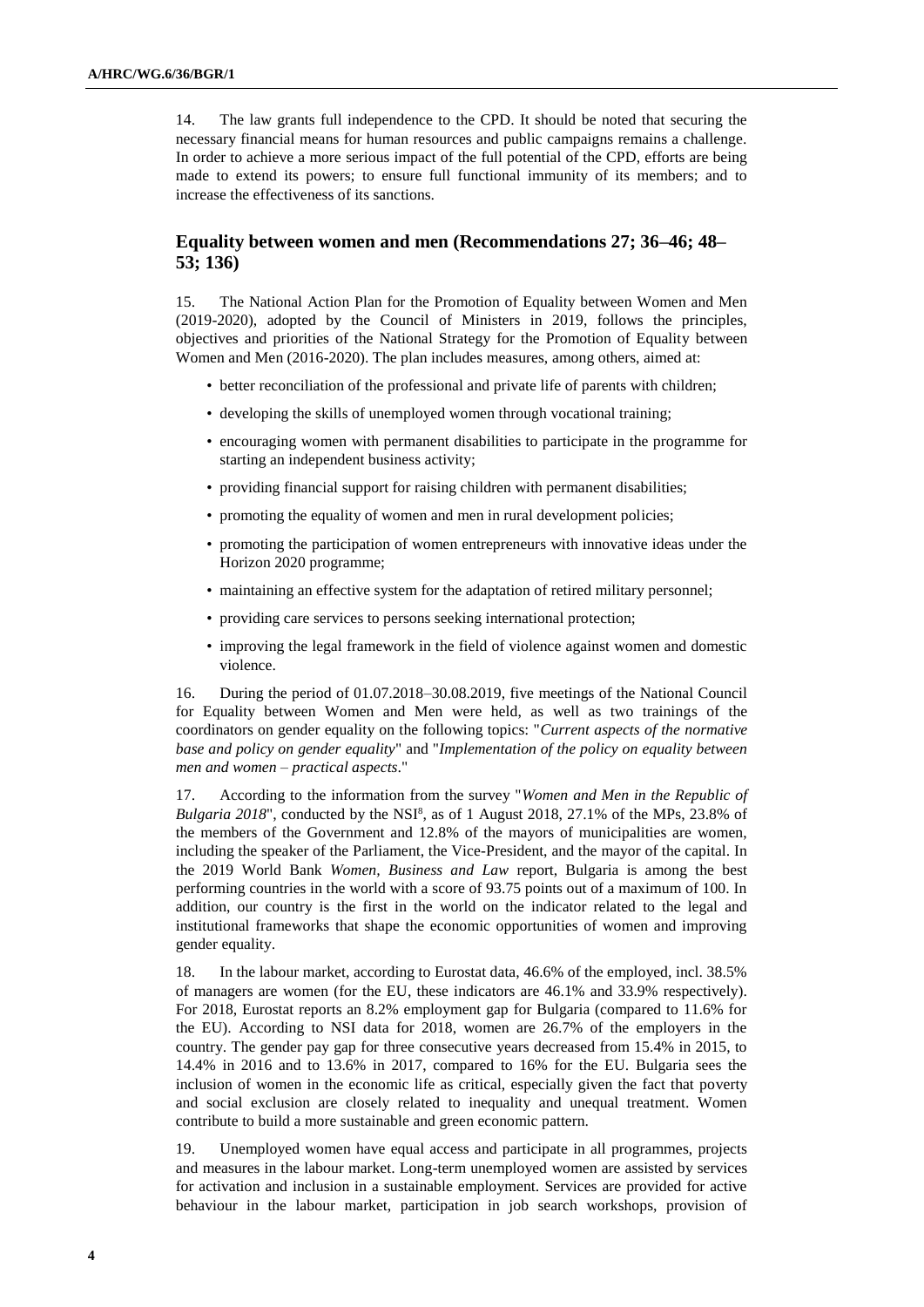14. The law grants full independence to the CPD. It should be noted that securing the necessary financial means for human resources and public campaigns remains a challenge. In order to achieve a more serious impact of the full potential of the CPD, efforts are being made to extend its powers; to ensure full functional immunity of its members; and to increase the effectiveness of its sanctions.

## Equality between women and men (Recommendations 27; 36–46; 48–53; 136)

15. The National Action Plan for the Promotion of Equality between Women and Men (2019-2020), adopted by the Council of Ministers in 2019, follows the principles, objectives and priorities of the National Strategy for the Promotion of Equality between Women and Men (2016-2020). The plan includes measures, among others, aimed at:

- better reconciliation of the professional and private life of parents with children;
- developing the skills of unemployed women through vocational training;
- encouraging women with permanent disabilities to participate in the programme for starting an independent business activity;
- providing financial support for raising children with permanent disabilities;
- promoting the equality of women and men in rural development policies;
- promoting the participation of women entrepreneurs with innovative ideas under the Horizon 2020 programme;
- maintaining an effective system for the adaptation of retired military personnel;
- providing care services to persons seeking international protection;
- improving the legal framework in the field of violence against women and domestic violence.

16. During the period of 01.07.2018–30.08.2019, five meetings of the National Council for Equality between Women and Men were held, as well as two trainings of the coordinators on gender equality on the following topics: "*Current aspects of the normative base and policy on gender equality*" and "*Implementation of the policy on equality between men and women – practical aspects*."

17. According to the information from the survey "*Women and Men in the Republic of Bulgaria 2018*", conducted by the NSI[8], as of 1 August 2018, 27.1% of the MPs, 23.8% of the members of the Government and 12.8% of the mayors of municipalities are women, including the speaker of the Parliament, the Vice-President, and the mayor of the capital. In the 2019 World Bank *Women, Business and Law* report, Bulgaria is among the best performing countries in the world with a score of 93.75 points out of a maximum of 100. In addition, our country is the first in the world on the indicator related to the legal and institutional frameworks that shape the economic opportunities of women and improving gender equality.

18. In the labour market, according to Eurostat data, 46.6% of the employed, incl. 38.5% of managers are women (for the EU, these indicators are 46.1% and 33.9% respectively). For 2018, Eurostat reports an 8.2% employment gap for Bulgaria (compared to 11.6% for the EU). According to NSI data for 2018, women are 26.7% of the employers in the country. The gender pay gap for three consecutive years decreased from 15.4% in 2015, to 14.4% in 2016 and to 13.6% in 2017, compared to 16% for the EU. Bulgaria sees the inclusion of women in the economic life as critical, especially given the fact that poverty and social exclusion are closely related to inequality and unequal treatment. Women contribute to build a more sustainable and green economic pattern.

19. Unemployed women have equal access and participate in all programmes, projects and measures in the labour market. Long-term unemployed women are assisted by services for activation and inclusion in a sustainable employment. Services are provided for active behaviour in the labour market, participation in job search workshops, provision of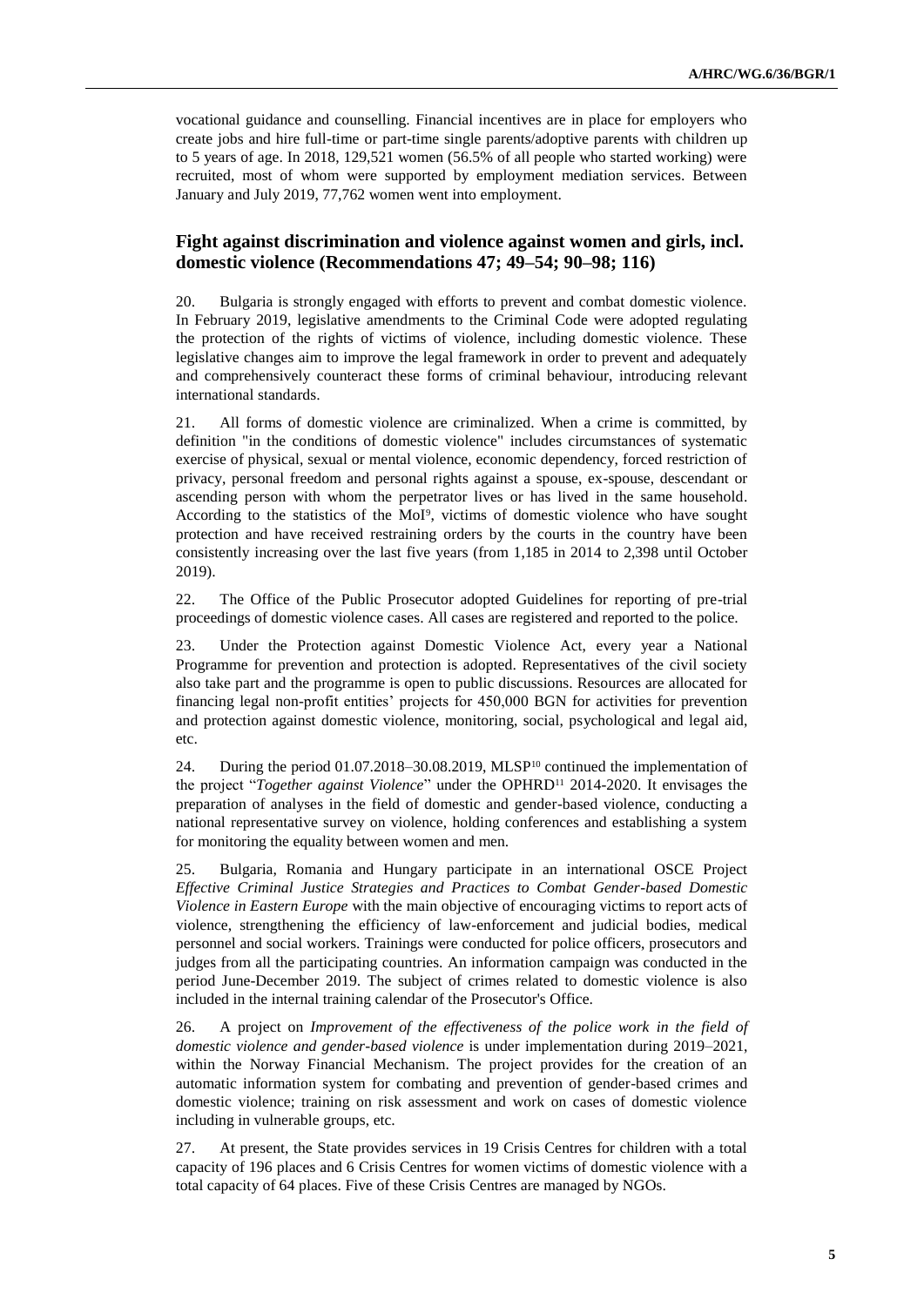vocational guidance and counselling. Financial incentives are in place for employers who create jobs and hire full-time or part-time single parents/adoptive parents with children up to 5 years of age. In 2018, 129,521 women (56.5% of all people who started working) were recruited, most of whom were supported by employment mediation services. Between January and July 2019, 77,762 women went into employment.

## Fight against discrimination and violence against women and girls, incl. domestic violence (Recommendations 47; 49–54; 90–98; 116)

20. Bulgaria is strongly engaged with efforts to prevent and combat domestic violence. In February 2019, legislative amendments to the Criminal Code were adopted regulating the protection of the rights of victims of violence, including domestic violence. These legislative changes aim to improve the legal framework in order to prevent and adequately and comprehensively counteract these forms of criminal behaviour, introducing relevant international standards.

21. All forms of domestic violence are criminalized. When a crime is committed, by definition "in the conditions of domestic violence" includes circumstances of systematic exercise of physical, sexual or mental violence, economic dependency, forced restriction of privacy, personal freedom and personal rights against a spouse, ex-spouse, descendant or ascending person with whom the perpetrator lives or has lived in the same household. According to the statistics of the MoI[9], victims of domestic violence who have sought protection and have received restraining orders by the courts in the country have been consistently increasing over the last five years (from 1,185 in 2014 to 2,398 until October 2019).

22. The Office of the Public Prosecutor adopted Guidelines for reporting of pre-trial proceedings of domestic violence cases. All cases are registered and reported to the police.

23. Under the Protection against Domestic Violence Act, every year a National Programme for prevention and protection is adopted. Representatives of the civil society also take part and the programme is open to public discussions. Resources are allocated for financing legal non-profit entities' projects for 450,000 BGN for activities for prevention and protection against domestic violence, monitoring, social, psychological and legal aid, etc.

24. During the period 01.07.2018–30.08.2019, MLSP[10] continued the implementation of the project "*Together against Violence*" under the OPHRD[11] 2014-2020. It envisages the preparation of analyses in the field of domestic and gender-based violence, conducting a national representative survey on violence, holding conferences and establishing a system for monitoring the equality between women and men.

25. Bulgaria, Romania and Hungary participate in an international OSCE Project *Effective Criminal Justice Strategies and Practices to Combat Gender-based Domestic Violence in Eastern Europe* with the main objective of encouraging victims to report acts of violence, strengthening the efficiency of law-enforcement and judicial bodies, medical personnel and social workers. Trainings were conducted for police officers, prosecutors and judges from all the participating countries. An information campaign was conducted in the period June-December 2019. The subject of crimes related to domestic violence is also included in the internal training calendar of the Prosecutor's Office.

26. A project on *Improvement of the effectiveness of the police work in the field of domestic violence and gender-based violence* is under implementation during 2019–2021, within the Norway Financial Mechanism. The project provides for the creation of an automatic information system for combating and prevention of gender-based crimes and domestic violence; training on risk assessment and work on cases of domestic violence including in vulnerable groups, etc.

27. At present, the State provides services in 19 Crisis Centres for children with a total capacity of 196 places and 6 Crisis Centres for women victims of domestic violence with a total capacity of 64 places. Five of these Crisis Centres are managed by NGOs.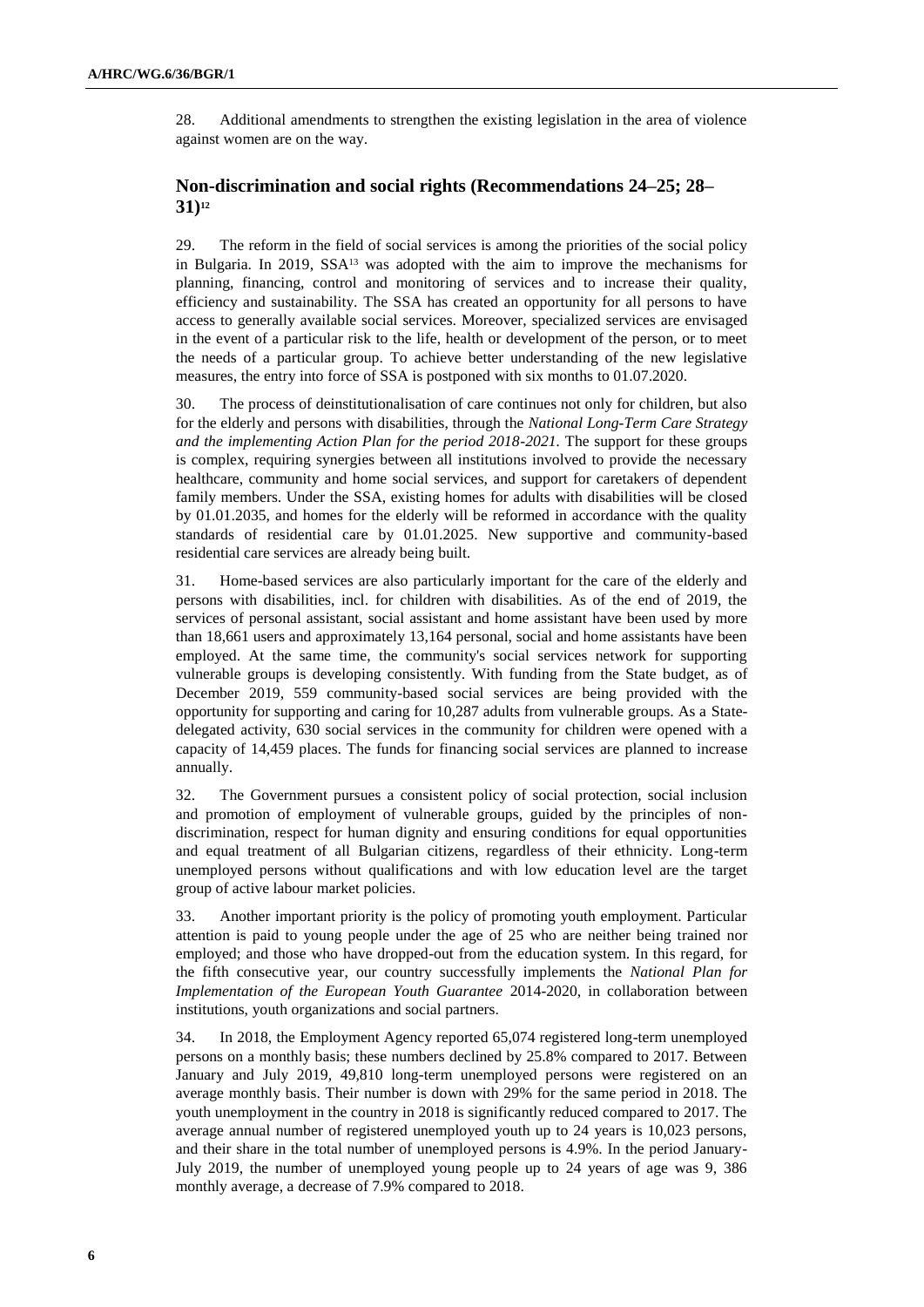28. Additional amendments to strengthen the existing legislation in the area of violence against women are on the way.

## Non-discrimination and social rights (Recommendations 24–25; 28–31)[12]

29. The reform in the field of social services is among the priorities of the social policy in Bulgaria. In 2019, SSA[13] was adopted with the aim to improve the mechanisms for planning, financing, control and monitoring of services and to increase their quality, efficiency and sustainability. The SSA has created an opportunity for all persons to have access to generally available social services. Moreover, specialized services are envisaged in the event of a particular risk to the life, health or development of the person, or to meet the needs of a particular group. To achieve better understanding of the new legislative measures, the entry into force of SSA is postponed with six months to 01.07.2020.

30. The process of deinstitutionalisation of care continues not only for children, but also for the elderly and persons with disabilities, through the *National Long-Term Care Strategy and the implementing Action Plan for the period 2018-2021*. The support for these groups is complex, requiring synergies between all institutions involved to provide the necessary healthcare, community and home social services, and support for caretakers of dependent family members. Under the SSA, existing homes for adults with disabilities will be closed by 01.01.2035, and homes for the elderly will be reformed in accordance with the quality standards of residential care by 01.01.2025. New supportive and community-based residential care services are already being built.

31. Home-based services are also particularly important for the care of the elderly and persons with disabilities, incl. for children with disabilities. As of the end of 2019, the services of personal assistant, social assistant and home assistant have been used by more than 18,661 users and approximately 13,164 personal, social and home assistants have been employed. At the same time, the community's social services network for supporting vulnerable groups is developing consistently. With funding from the State budget, as of December 2019, 559 community-based social services are being provided with the opportunity for supporting and caring for 10,287 adults from vulnerable groups. As a State-delegated activity, 630 social services in the community for children were opened with a capacity of 14,459 places. The funds for financing social services are planned to increase annually.

32. The Government pursues a consistent policy of social protection, social inclusion and promotion of employment of vulnerable groups, guided by the principles of non-discrimination, respect for human dignity and ensuring conditions for equal opportunities and equal treatment of all Bulgarian citizens, regardless of their ethnicity. Long-term unemployed persons without qualifications and with low education level are the target group of active labour market policies.

33. Another important priority is the policy of promoting youth employment. Particular attention is paid to young people under the age of 25 who are neither being trained nor employed; and those who have dropped-out from the education system. In this regard, for the fifth consecutive year, our country successfully implements the *National Plan for Implementation of the European Youth Guarantee* 2014-2020, in collaboration between institutions, youth organizations and social partners.

34. In 2018, the Employment Agency reported 65,074 registered long-term unemployed persons on a monthly basis; these numbers declined by 25.8% compared to 2017. Between January and July 2019, 49,810 long-term unemployed persons were registered on an average monthly basis. Their number is down with 29% for the same period in 2018. The youth unemployment in the country in 2018 is significantly reduced compared to 2017. The average annual number of registered unemployed youth up to 24 years is 10,023 persons, and their share in the total number of unemployed persons is 4.9%. In the period January-July 2019, the number of unemployed young people up to 24 years of age was 9, 386 monthly average, a decrease of 7.9% compared to 2018.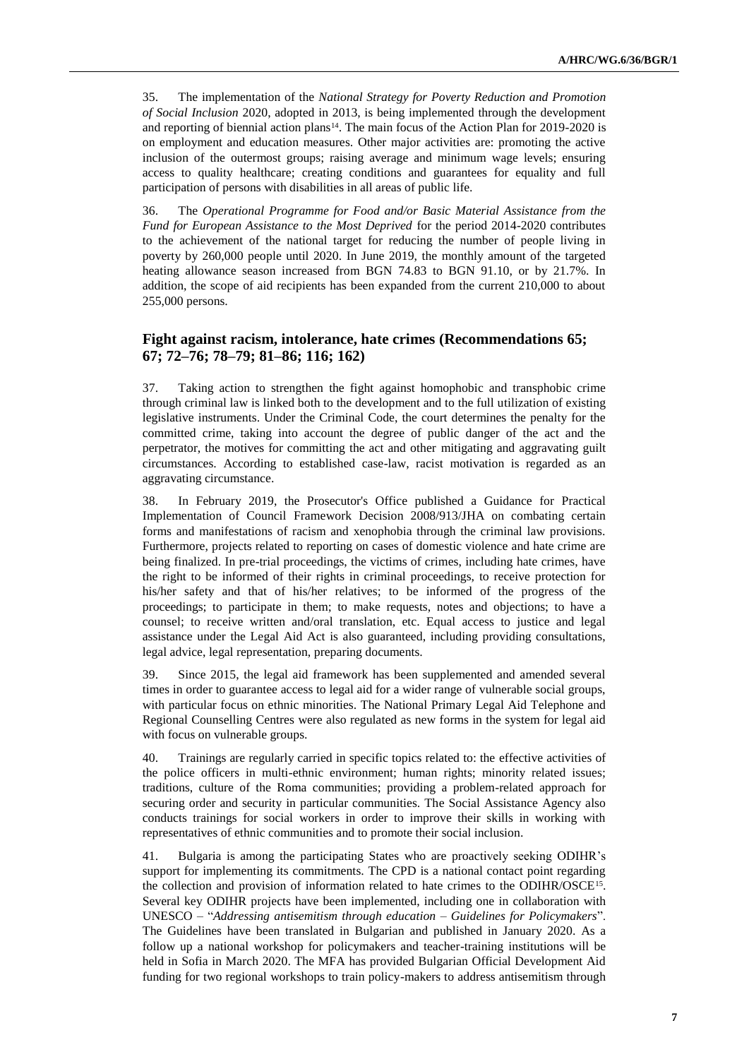35. The implementation of the *National Strategy for Poverty Reduction and Promotion of Social Inclusion* 2020, adopted in 2013, is being implemented through the development and reporting of biennial action plans[14]. The main focus of the Action Plan for 2019-2020 is on employment and education measures. Other major activities are: promoting the active inclusion of the outermost groups; raising average and minimum wage levels; ensuring access to quality healthcare; creating conditions and guarantees for equality and full participation of persons with disabilities in all areas of public life.

36. The *Operational Programme for Food and/or Basic Material Assistance from the Fund for European Assistance to the Most Deprived* for the period 2014-2020 contributes to the achievement of the national target for reducing the number of people living in poverty by 260,000 people until 2020. In June 2019, the monthly amount of the targeted heating allowance season increased from BGN 74.83 to BGN 91.10, or by 21.7%. In addition, the scope of aid recipients has been expanded from the current 210,000 to about 255,000 persons.

## Fight against racism, intolerance, hate crimes (Recommendations 65; 67; 72–76; 78–79; 81–86; 116; 162)

37. Taking action to strengthen the fight against homophobic and transphobic crime through criminal law is linked both to the development and to the full utilization of existing legislative instruments. Under the Criminal Code, the court determines the penalty for the committed crime, taking into account the degree of public danger of the act and the perpetrator, the motives for committing the act and other mitigating and aggravating guilt circumstances. According to established case-law, racist motivation is regarded as an aggravating circumstance.

38. In February 2019, the Prosecutor's Office published a Guidance for Practical Implementation of Council Framework Decision 2008/913/JHA on combating certain forms and manifestations of racism and xenophobia through the criminal law provisions. Furthermore, projects related to reporting on cases of domestic violence and hate crime are being finalized. In pre-trial proceedings, the victims of crimes, including hate crimes, have the right to be informed of their rights in criminal proceedings, to receive protection for his/her safety and that of his/her relatives; to be informed of the progress of the proceedings; to participate in them; to make requests, notes and objections; to have a counsel; to receive written and/oral translation, etc. Equal access to justice and legal assistance under the Legal Aid Act is also guaranteed, including providing consultations, legal advice, legal representation, preparing documents.

39. Since 2015, the legal aid framework has been supplemented and amended several times in order to guarantee access to legal aid for a wider range of vulnerable social groups, with particular focus on ethnic minorities. The National Primary Legal Aid Telephone and Regional Counselling Centres were also regulated as new forms in the system for legal aid with focus on vulnerable groups.

40. Trainings are regularly carried in specific topics related to: the effective activities of the police officers in multi-ethnic environment; human rights; minority related issues; traditions, culture of the Roma communities; providing a problem-related approach for securing order and security in particular communities. The Social Assistance Agency also conducts trainings for social workers in order to improve their skills in working with representatives of ethnic communities and to promote their social inclusion.

41. Bulgaria is among the participating States who are proactively seeking ODIHR's support for implementing its commitments. The CPD is a national contact point regarding the collection and provision of information related to hate crimes to the ODIHR/OSCE[15]. Several key ODIHR projects have been implemented, including one in collaboration with UNESCO – "*Addressing antisemitism through education – Guidelines for Policymakers*". The Guidelines have been translated in Bulgarian and published in January 2020. As a follow up a national workshop for policymakers and teacher-training institutions will be held in Sofia in March 2020. The MFA has provided Bulgarian Official Development Aid funding for two regional workshops to train policy-makers to address antisemitism through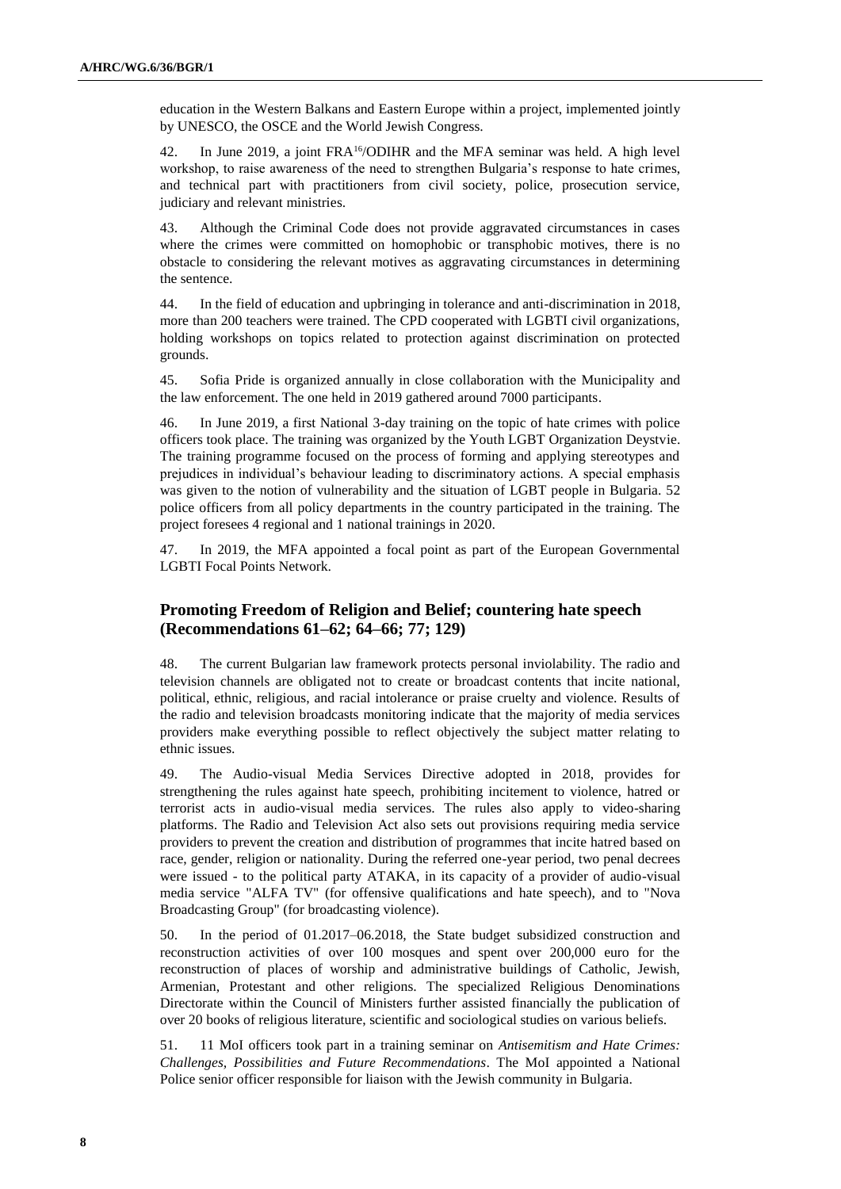education in the Western Balkans and Eastern Europe within a project, implemented jointly by UNESCO, the OSCE and the World Jewish Congress.

42. In June 2019, a joint FRA[16]/ODIHR and the MFA seminar was held. A high level workshop, to raise awareness of the need to strengthen Bulgaria's response to hate crimes, and technical part with practitioners from civil society, police, prosecution service, judiciary and relevant ministries.

43. Although the Criminal Code does not provide aggravated circumstances in cases where the crimes were committed on homophobic or transphobic motives, there is no obstacle to considering the relevant motives as aggravating circumstances in determining the sentence.

44. In the field of education and upbringing in tolerance and anti-discrimination in 2018, more than 200 teachers were trained. The CPD cooperated with LGBTI civil organizations, holding workshops on topics related to protection against discrimination on protected grounds.

45. Sofia Pride is organized annually in close collaboration with the Municipality and the law enforcement. The one held in 2019 gathered around 7000 participants.

46. In June 2019, a first National 3-day training on the topic of hate crimes with police officers took place. The training was organized by the Youth LGBT Organization Deystvie. The training programme focused on the process of forming and applying stereotypes and prejudices in individual's behaviour leading to discriminatory actions. A special emphasis was given to the notion of vulnerability and the situation of LGBT people in Bulgaria. 52 police officers from all policy departments in the country participated in the training. The project foresees 4 regional and 1 national trainings in 2020.

47. In 2019, the MFA appointed a focal point as part of the European Governmental LGBTI Focal Points Network.

## Promoting Freedom of Religion and Belief; countering hate speech (Recommendations 61–62; 64–66; 77; 129)

48. The current Bulgarian law framework protects personal inviolability. The radio and television channels are obligated not to create or broadcast contents that incite national, political, ethnic, religious, and racial intolerance or praise cruelty and violence. Results of the radio and television broadcasts monitoring indicate that the majority of media services providers make everything possible to reflect objectively the subject matter relating to ethnic issues.

49. The Audio-visual Media Services Directive adopted in 2018, provides for strengthening the rules against hate speech, prohibiting incitement to violence, hatred or terrorist acts in audio-visual media services. The rules also apply to video-sharing platforms. The Radio and Television Act also sets out provisions requiring media service providers to prevent the creation and distribution of programmes that incite hatred based on race, gender, religion or nationality. During the referred one-year period, two penal decrees were issued - to the political party ATAKA, in its capacity of a provider of audio-visual media service "ALFA TV" (for offensive qualifications and hate speech), and to "Nova Broadcasting Group" (for broadcasting violence).

50. In the period of 01.2017–06.2018, the State budget subsidized construction and reconstruction activities of over 100 mosques and spent over 200,000 euro for the reconstruction of places of worship and administrative buildings of Catholic, Jewish, Armenian, Protestant and other religions. The specialized Religious Denominations Directorate within the Council of Ministers further assisted financially the publication of over 20 books of religious literature, scientific and sociological studies on various beliefs.

51. 11 MoI officers took part in a training seminar on *Antisemitism and Hate Crimes: Challenges, Possibilities and Future Recommendations*. The MoI appointed a National Police senior officer responsible for liaison with the Jewish community in Bulgaria.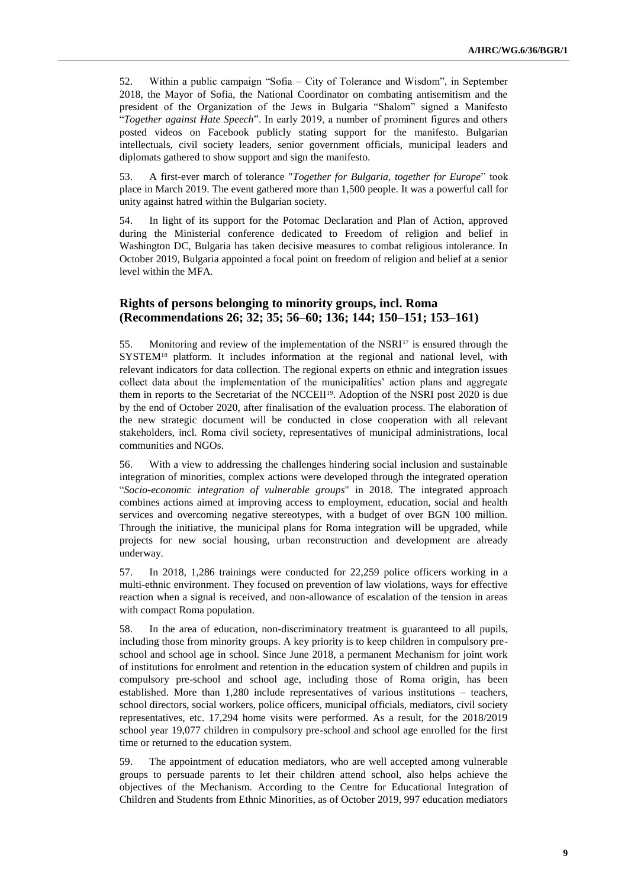52. Within a public campaign "Sofia – City of Tolerance and Wisdom", in September 2018, the Mayor of Sofia, the National Coordinator on combating antisemitism and the president of the Organization of the Jews in Bulgaria "Shalom" signed a Manifesto "*Together against Hate Speech*". In early 2019, a number of prominent figures and others posted videos on Facebook publicly stating support for the manifesto. Bulgarian intellectuals, civil society leaders, senior government officials, municipal leaders and diplomats gathered to show support and sign the manifesto.

53. A first-ever march of tolerance "*Together for Bulgaria, together for Europe*" took place in March 2019. The event gathered more than 1,500 people. It was a powerful call for unity against hatred within the Bulgarian society.

54. In light of its support for the Potomac Declaration and Plan of Action, approved during the Ministerial conference dedicated to Freedom of religion and belief in Washington DC, Bulgaria has taken decisive measures to combat religious intolerance. In October 2019, Bulgaria appointed a focal point on freedom of religion and belief at a senior level within the MFA.

### Rights of persons belonging to minority groups, incl. Roma (Recommendations 26; 32; 35; 56–60; 136; 144; 150–151; 153–161)

55. Monitoring and review of the implementation of the NSRI[17] is ensured through the SYSTEM[18] platform. It includes information at the regional and national level, with relevant indicators for data collection. The regional experts on ethnic and integration issues collect data about the implementation of the municipalities' action plans and aggregate them in reports to the Secretariat of the NCCEII[19]. Adoption of the NSRI post 2020 is due by the end of October 2020, after finalisation of the evaluation process. The elaboration of the new strategic document will be conducted in close cooperation with all relevant stakeholders, incl. Roma civil society, representatives of municipal administrations, local communities and NGOs.

56. With a view to addressing the challenges hindering social inclusion and sustainable integration of minorities, complex actions were developed through the integrated operation "*Socio-economic integration of vulnerable groups*" in 2018. The integrated approach combines actions aimed at improving access to employment, education, social and health services and overcoming negative stereotypes, with a budget of over BGN 100 million. Through the initiative, the municipal plans for Roma integration will be upgraded, while projects for new social housing, urban reconstruction and development are already underway.

57. In 2018, 1,286 trainings were conducted for 22,259 police officers working in a multi-ethnic environment. They focused on prevention of law violations, ways for effective reaction when a signal is received, and non-allowance of escalation of the tension in areas with compact Roma population.

58. In the area of education, non-discriminatory treatment is guaranteed to all pupils, including those from minority groups. A key priority is to keep children in compulsory pre-school and school age in school. Since June 2018, a permanent Mechanism for joint work of institutions for enrolment and retention in the education system of children and pupils in compulsory pre-school and school age, including those of Roma origin, has been established. More than 1,280 include representatives of various institutions – teachers, school directors, social workers, police officers, municipal officials, mediators, civil society representatives, etc. 17,294 home visits were performed. As a result, for the 2018/2019 school year 19,077 children in compulsory pre-school and school age enrolled for the first time or returned to the education system.

59. The appointment of education mediators, who are well accepted among vulnerable groups to persuade parents to let their children attend school, also helps achieve the objectives of the Mechanism. According to the Centre for Educational Integration of Children and Students from Ethnic Minorities, as of October 2019, 997 education mediators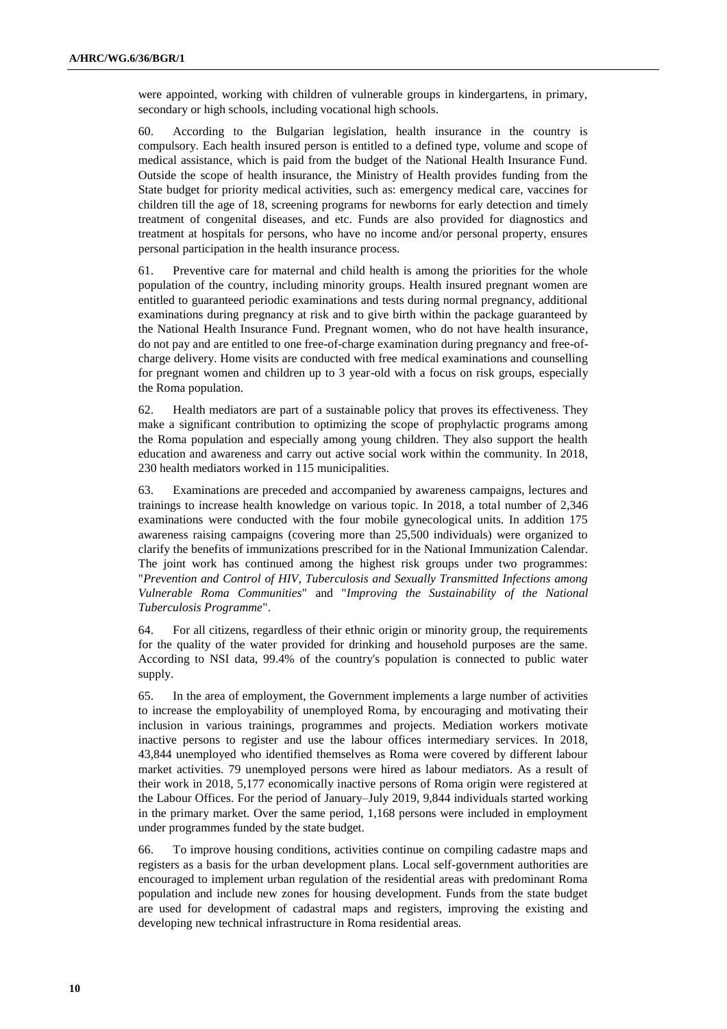were appointed, working with children of vulnerable groups in kindergartens, in primary, secondary or high schools, including vocational high schools.

60. According to the Bulgarian legislation, health insurance in the country is compulsory. Each health insured person is entitled to a defined type, volume and scope of medical assistance, which is paid from the budget of the National Health Insurance Fund. Outside the scope of health insurance, the Ministry of Health provides funding from the State budget for priority medical activities, such as: emergency medical care, vaccines for children till the age of 18, screening programs for newborns for early detection and timely treatment of congenital diseases, and etc. Funds are also provided for diagnostics and treatment at hospitals for persons, who have no income and/or personal property, ensures personal participation in the health insurance process.

61. Preventive care for maternal and child health is among the priorities for the whole population of the country, including minority groups. Health insured pregnant women are entitled to guaranteed periodic examinations and tests during normal pregnancy, additional examinations during pregnancy at risk and to give birth within the package guaranteed by the National Health Insurance Fund. Pregnant women, who do not have health insurance, do not pay and are entitled to one free-of-charge examination during pregnancy and free-of-charge delivery. Home visits are conducted with free medical examinations and counselling for pregnant women and children up to 3 year-old with a focus on risk groups, especially the Roma population.

62. Health mediators are part of a sustainable policy that proves its effectiveness. They make a significant contribution to optimizing the scope of prophylactic programs among the Roma population and especially among young children. They also support the health education and awareness and carry out active social work within the community. In 2018, 230 health mediators worked in 115 municipalities.

63. Examinations are preceded and accompanied by awareness campaigns, lectures and trainings to increase health knowledge on various topic. In 2018, a total number of 2,346 examinations were conducted with the four mobile gynecological units. In addition 175 awareness raising campaigns (covering more than 25,500 individuals) were organized to clarify the benefits of immunizations prescribed for in the National Immunization Calendar. The joint work has continued among the highest risk groups under two programmes: "*Prevention and Control of HIV, Tuberculosis and Sexually Transmitted Infections among Vulnerable Roma Communities*" and "*Improving the Sustainability of the National Tuberculosis Programme*".

64. For all citizens, regardless of their ethnic origin or minority group, the requirements for the quality of the water provided for drinking and household purposes are the same. According to NSI data, 99.4% of the country's population is connected to public water supply.

65. In the area of employment, the Government implements a large number of activities to increase the employability of unemployed Roma, by encouraging and motivating their inclusion in various trainings, programmes and projects. Mediation workers motivate inactive persons to register and use the labour offices intermediary services. In 2018, 43,844 unemployed who identified themselves as Roma were covered by different labour market activities. 79 unemployed persons were hired as labour mediators. As a result of their work in 2018, 5,177 economically inactive persons of Roma origin were registered at the Labour Offices. For the period of January–July 2019, 9,844 individuals started working in the primary market. Over the same period, 1,168 persons were included in employment under programmes funded by the state budget.

66. To improve housing conditions, activities continue on compiling cadastre maps and registers as a basis for the urban development plans. Local self-government authorities are encouraged to implement urban regulation of the residential areas with predominant Roma population and include new zones for housing development. Funds from the state budget are used for development of cadastral maps and registers, improving the existing and developing new technical infrastructure in Roma residential areas.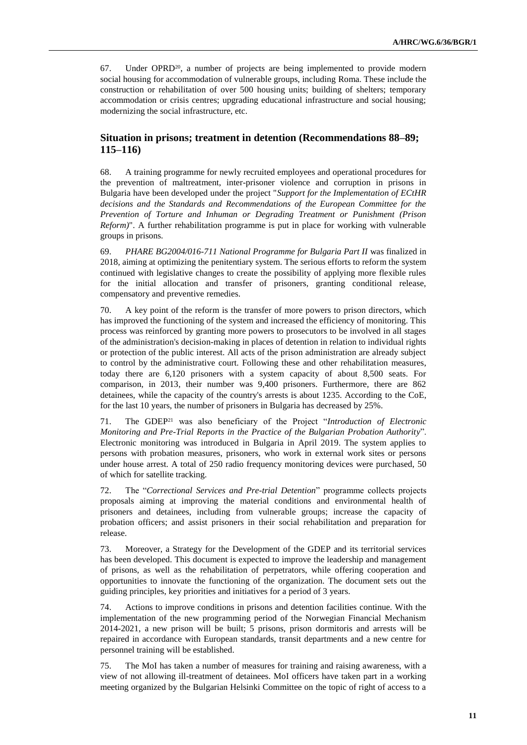67. Under OPRD[20], a number of projects are being implemented to provide modern social housing for accommodation of vulnerable groups, including Roma. These include the construction or rehabilitation of over 500 housing units; building of shelters; temporary accommodation or crisis centres; upgrading educational infrastructure and social housing; modernizing the social infrastructure, etc.

## Situation in prisons; treatment in detention (Recommendations 88–89; 115–116)

68. A training programme for newly recruited employees and operational procedures for the prevention of maltreatment, inter-prisoner violence and corruption in prisons in Bulgaria have been developed under the project "*Support for the Implementation of ECtHR decisions and the Standards and Recommendations of the European Committee for the Prevention of Torture and Inhuman or Degrading Treatment or Punishment (Prison Reform)*". A further rehabilitation programme is put in place for working with vulnerable groups in prisons.

69. *PHARE BG2004/016-711 National Programme for Bulgaria Part II* was finalized in 2018, aiming at optimizing the penitentiary system. The serious efforts to reform the system continued with legislative changes to create the possibility of applying more flexible rules for the initial allocation and transfer of prisoners, granting conditional release, compensatory and preventive remedies.

70. A key point of the reform is the transfer of more powers to prison directors, which has improved the functioning of the system and increased the efficiency of monitoring. This process was reinforced by granting more powers to prosecutors to be involved in all stages of the administration's decision-making in places of detention in relation to individual rights or protection of the public interest. All acts of the prison administration are already subject to control by the administrative court. Following these and other rehabilitation measures, today there are 6,120 prisoners with a system capacity of about 8,500 seats. For comparison, in 2013, their number was 9,400 prisoners. Furthermore, there are 862 detainees, while the capacity of the country's arrests is about 1235. According to the CoE, for the last 10 years, the number of prisoners in Bulgaria has decreased by 25%.

71. The GDEP[21] was also beneficiary of the Project "*Introduction of Electronic Monitoring and Pre-Trial Reports in the Practice of the Bulgarian Probation Authority*". Electronic monitoring was introduced in Bulgaria in April 2019. The system applies to persons with probation measures, prisoners, who work in external work sites or persons under house arrest. A total of 250 radio frequency monitoring devices were purchased, 50 of which for satellite tracking.

72. The "*Correctional Services and Pre-trial Detention*" programme collects projects proposals aiming at improving the material conditions and environmental health of prisoners and detainees, including from vulnerable groups; increase the capacity of probation officers; and assist prisoners in their social rehabilitation and preparation for release.

73. Moreover, a Strategy for the Development of the GDEP and its territorial services has been developed. This document is expected to improve the leadership and management of prisons, as well as the rehabilitation of perpetrators, while offering cooperation and opportunities to innovate the functioning of the organization. The document sets out the guiding principles, key priorities and initiatives for a period of 3 years.

74. Actions to improve conditions in prisons and detention facilities continue. With the implementation of the new programming period of the Norwegian Financial Mechanism 2014-2021, a new prison will be built; 5 prisons, prison dormitoris and arrests will be repaired in accordance with European standards, transit departments and a new centre for personnel training will be established.

75. The MoI has taken a number of measures for training and raising awareness, with a view of not allowing ill-treatment of detainees. MoI officers have taken part in a working meeting organized by the Bulgarian Helsinki Committee on the topic of right of access to a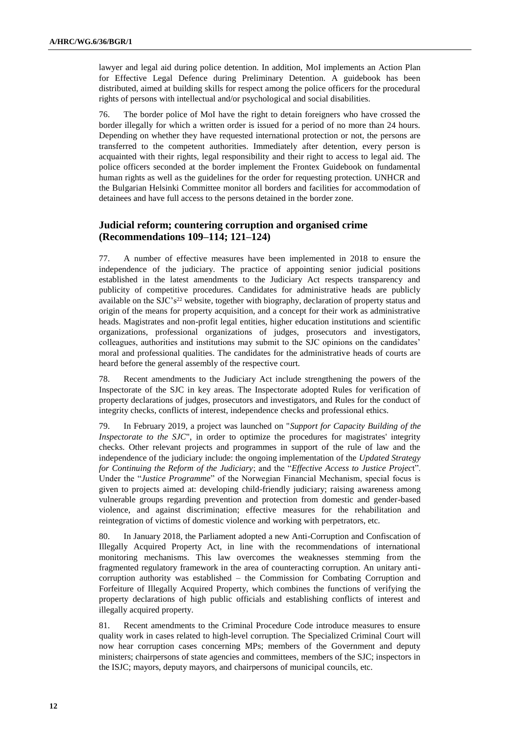lawyer and legal aid during police detention. In addition, MoI implements an Action Plan for Effective Legal Defence during Preliminary Detention. A guidebook has been distributed, aimed at building skills for respect among the police officers for the procedural rights of persons with intellectual and/or psychological and social disabilities.

76. The border police of MoI have the right to detain foreigners who have crossed the border illegally for which a written order is issued for a period of no more than 24 hours. Depending on whether they have requested international protection or not, the persons are transferred to the competent authorities. Immediately after detention, every person is acquainted with their rights, legal responsibility and their right to access to legal aid. The police officers seconded at the border implement the Frontex Guidebook on fundamental human rights as well as the guidelines for the order for requesting protection. UNHCR and the Bulgarian Helsinki Committee monitor all borders and facilities for accommodation of detainees and have full access to the persons detained in the border zone.

## Judicial reform; countering corruption and organised crime (Recommendations 109–114; 121–124)

77. A number of effective measures have been implemented in 2018 to ensure the independence of the judiciary. The practice of appointing senior judicial positions established in the latest amendments to the Judiciary Act respects transparency and publicity of competitive procedures. Candidates for administrative heads are publicly available on the SJC's[22] website, together with biography, declaration of property status and origin of the means for property acquisition, and a concept for their work as administrative heads. Magistrates and non-profit legal entities, higher education institutions and scientific organizations, professional organizations of judges, prosecutors and investigators, colleagues, authorities and institutions may submit to the SJC opinions on the candidates' moral and professional qualities. The candidates for the administrative heads of courts are heard before the general assembly of the respective court.

78. Recent amendments to the Judiciary Act include strengthening the powers of the Inspectorate of the SJC in key areas. The Inspectorate adopted Rules for verification of property declarations of judges, prosecutors and investigators, and Rules for the conduct of integrity checks, conflicts of interest, independence checks and professional ethics.

79. In February 2019, a project was launched on "*Support for Capacity Building of the Inspectorate to the SJC*", in order to optimize the procedures for magistrates' integrity checks. Other relevant projects and programmes in support of the rule of law and the independence of the judiciary include: the ongoing implementation of the *Updated Strategy for Continuing the Reform of the Judiciary*; and the "*Effective Access to Justice Project*". Under the "*Justice Programme*" of the Norwegian Financial Mechanism, special focus is given to projects aimed at: developing child-friendly judiciary; raising awareness among vulnerable groups regarding prevention and protection from domestic and gender-based violence, and against discrimination; effective measures for the rehabilitation and reintegration of victims of domestic violence and working with perpetrators, etc.

80. In January 2018, the Parliament adopted a new Anti-Corruption and Confiscation of Illegally Acquired Property Act, in line with the recommendations of international monitoring mechanisms. This law overcomes the weaknesses stemming from the fragmented regulatory framework in the area of counteracting corruption. An unitary anti-corruption authority was established – the Commission for Combating Corruption and Forfeiture of Illegally Acquired Property, which combines the functions of verifying the property declarations of high public officials and establishing conflicts of interest and illegally acquired property.

81. Recent amendments to the Criminal Procedure Code introduce measures to ensure quality work in cases related to high-level corruption. The Specialized Criminal Court will now hear corruption cases concerning MPs; members of the Government and deputy ministers; chairpersons of state agencies and committees, members of the SJC; inspectors in the ISJC; mayors, deputy mayors, and chairpersons of municipal councils, etc.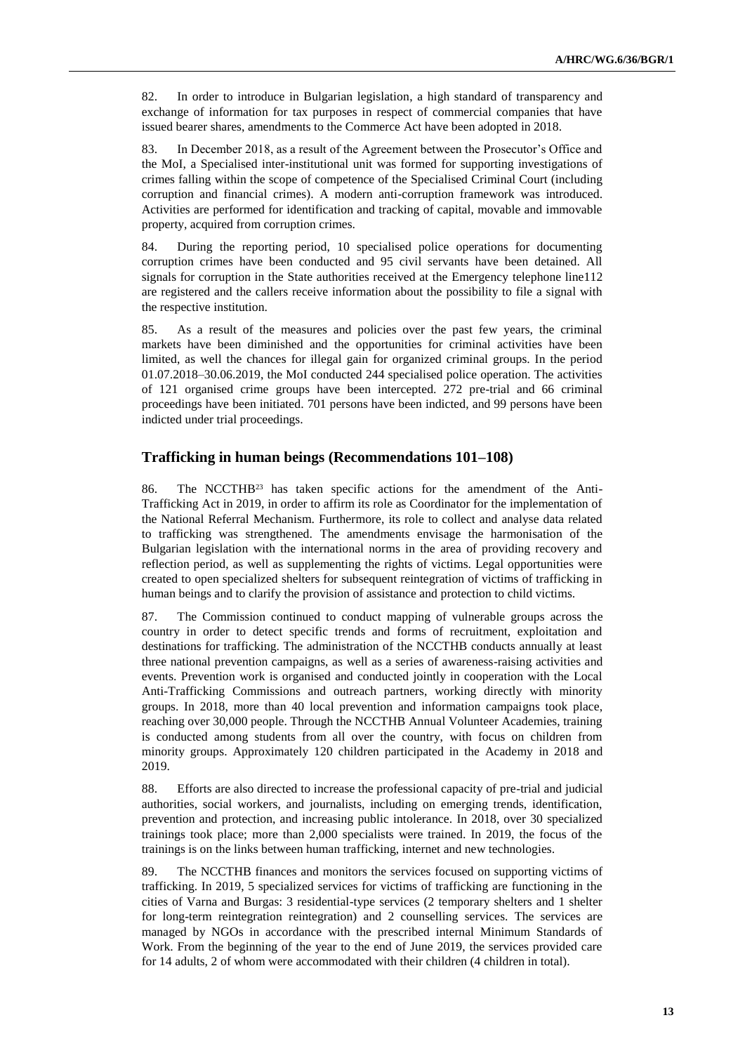82. In order to introduce in Bulgarian legislation, a high standard of transparency and exchange of information for tax purposes in respect of commercial companies that have issued bearer shares, amendments to the Commerce Act have been adopted in 2018.

83. In December 2018, as a result of the Agreement between the Prosecutor's Office and the MoI, a Specialised inter-institutional unit was formed for supporting investigations of crimes falling within the scope of competence of the Specialised Criminal Court (including corruption and financial crimes). A modern anti-corruption framework was introduced. Activities are performed for identification and tracking of capital, movable and immovable property, acquired from corruption crimes.

84. During the reporting period, 10 specialised police operations for documenting corruption crimes have been conducted and 95 civil servants have been detained. All signals for corruption in the State authorities received at the Emergency telephone line112 are registered and the callers receive information about the possibility to file a signal with the respective institution.

85. As a result of the measures and policies over the past few years, the criminal markets have been diminished and the opportunities for criminal activities have been limited, as well the chances for illegal gain for organized criminal groups. In the period 01.07.2018–30.06.2019, the MoI conducted 244 specialised police operation. The activities of 121 organised crime groups have been intercepted. 272 pre-trial and 66 criminal proceedings have been initiated. 701 persons have been indicted, and 99 persons have been indicted under trial proceedings.

## Trafficking in human beings (Recommendations 101–108)

86. The NCCTHB[23] has taken specific actions for the amendment of the Anti-Trafficking Act in 2019, in order to affirm its role as Coordinator for the implementation of the National Referral Mechanism. Furthermore, its role to collect and analyse data related to trafficking was strengthened. The amendments envisage the harmonisation of the Bulgarian legislation with the international norms in the area of providing recovery and reflection period, as well as supplementing the rights of victims. Legal opportunities were created to open specialized shelters for subsequent reintegration of victims of trafficking in human beings and to clarify the provision of assistance and protection to child victims.

87. The Commission continued to conduct mapping of vulnerable groups across the country in order to detect specific trends and forms of recruitment, exploitation and destinations for trafficking. The administration of the NCCTHB conducts annually at least three national prevention campaigns, as well as a series of awareness-raising activities and events. Prevention work is organised and conducted jointly in cooperation with the Local Anti-Trafficking Commissions and outreach partners, working directly with minority groups. In 2018, more than 40 local prevention and information campaigns took place, reaching over 30,000 people. Through the NCCTHB Annual Volunteer Academies, training is conducted among students from all over the country, with focus on children from minority groups. Approximately 120 children participated in the Academy in 2018 and 2019.

88. Efforts are also directed to increase the professional capacity of pre-trial and judicial authorities, social workers, and journalists, including on emerging trends, identification, prevention and protection, and increasing public intolerance. In 2018, over 30 specialized trainings took place; more than 2,000 specialists were trained. In 2019, the focus of the trainings is on the links between human trafficking, internet and new technologies.

89. The NCCTHB finances and monitors the services focused on supporting victims of trafficking. In 2019, 5 specialized services for victims of trafficking are functioning in the cities of Varna and Burgas: 3 residential-type services (2 temporary shelters and 1 shelter for long-term reintegration reintegration) and 2 counselling services. The services are managed by NGOs in accordance with the prescribed internal Minimum Standards of Work. From the beginning of the year to the end of June 2019, the services provided care for 14 adults, 2 of whom were accommodated with their children (4 children in total).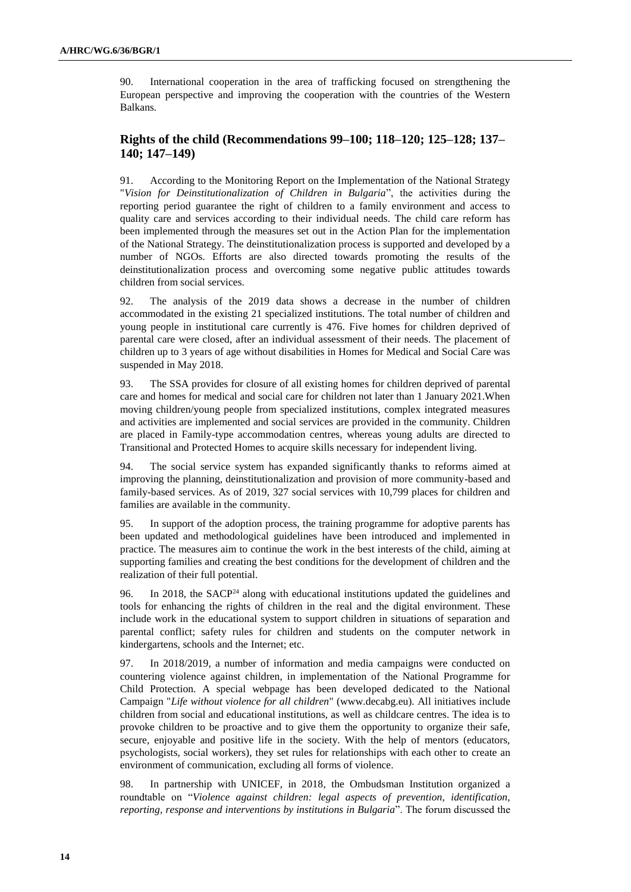90. International cooperation in the area of trafficking focused on strengthening the European perspective and improving the cooperation with the countries of the Western Balkans.

## Rights of the child (Recommendations 99–100; 118–120; 125–128; 137–140; 147–149)

91. According to the Monitoring Report on the Implementation of the National Strategy "*Vision for Deinstitutionalization of Children in Bulgaria*", the activities during the reporting period guarantee the right of children to a family environment and access to quality care and services according to their individual needs. The child care reform has been implemented through the measures set out in the Action Plan for the implementation of the National Strategy. The deinstitutionalization process is supported and developed by a number of NGOs. Efforts are also directed towards promoting the results of the deinstitutionalization process and overcoming some negative public attitudes towards children from social services.

92. The analysis of the 2019 data shows a decrease in the number of children accommodated in the existing 21 specialized institutions. The total number of children and young people in institutional care currently is 476. Five homes for children deprived of parental care were closed, after an individual assessment of their needs. The placement of children up to 3 years of age without disabilities in Homes for Medical and Social Care was suspended in May 2018.

93. The SSA provides for closure of all existing homes for children deprived of parental care and homes for medical and social care for children not later than 1 January 2021.When moving children/young people from specialized institutions, complex integrated measures and activities are implemented and social services are provided in the community. Children are placed in Family-type accommodation centres, whereas young adults are directed to Transitional and Protected Homes to acquire skills necessary for independent living.

94. The social service system has expanded significantly thanks to reforms aimed at improving the planning, deinstitutionalization and provision of more community-based and family-based services. As of 2019, 327 social services with 10,799 places for children and families are available in the community.

95. In support of the adoption process, the training programme for adoptive parents has been updated and methodological guidelines have been introduced and implemented in practice. The measures aim to continue the work in the best interests of the child, aiming at supporting families and creating the best conditions for the development of children and the realization of their full potential.

96. In 2018, the SACP[24] along with educational institutions updated the guidelines and tools for enhancing the rights of children in the real and the digital environment. These include work in the educational system to support children in situations of separation and parental conflict; safety rules for children and students on the computer network in kindergartens, schools and the Internet; etc.

97. In 2018/2019, a number of information and media campaigns were conducted on countering violence against children, in implementation of the National Programme for Child Protection. A special webpage has been developed dedicated to the National Campaign "*Life without violence for all children*" (www.decabg.eu). All initiatives include children from social and educational institutions, as well as childcare centres. The idea is to provoke children to be proactive and to give them the opportunity to organize their safe, secure, enjoyable and positive life in the society. With the help of mentors (educators, psychologists, social workers), they set rules for relationships with each other to create an environment of communication, excluding all forms of violence.

98. In partnership with UNICEF, in 2018, the Ombudsman Institution organized a roundtable on "*Violence against children: legal aspects of prevention, identification, reporting, response and interventions by institutions in Bulgaria*". The forum discussed the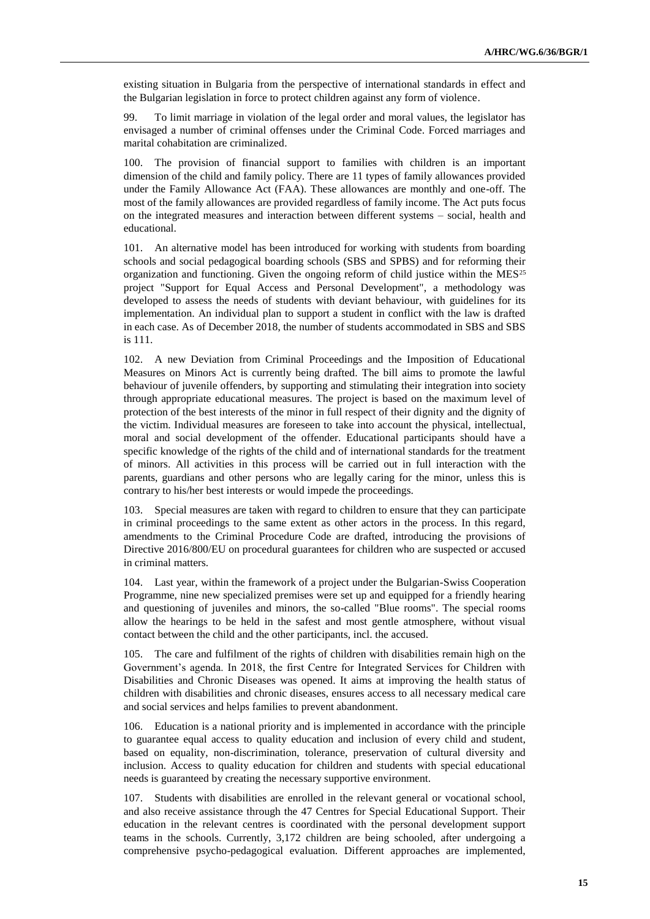existing situation in Bulgaria from the perspective of international standards in effect and the Bulgarian legislation in force to protect children against any form of violence.

99. To limit marriage in violation of the legal order and moral values, the legislator has envisaged a number of criminal offenses under the Criminal Code. Forced marriages and marital cohabitation are criminalized.

100. The provision of financial support to families with children is an important dimension of the child and family policy. There are 11 types of family allowances provided under the Family Allowance Act (FAA). These allowances are monthly and one-off. The most of the family allowances are provided regardless of family income. The Act puts focus on the integrated measures and interaction between different systems – social, health and educational.

101. An alternative model has been introduced for working with students from boarding schools and social pedagogical boarding schools (SBS and SPBS) and for reforming their organization and functioning. Given the ongoing reform of child justice within the MES[25] project "Support for Equal Access and Personal Development", a methodology was developed to assess the needs of students with deviant behaviour, with guidelines for its implementation. An individual plan to support a student in conflict with the law is drafted in each case. As of December 2018, the number of students accommodated in SBS and SBS is 111.

102. A new Deviation from Criminal Proceedings and the Imposition of Educational Measures on Minors Act is currently being drafted. The bill aims to promote the lawful behaviour of juvenile offenders, by supporting and stimulating their integration into society through appropriate educational measures. The project is based on the maximum level of protection of the best interests of the minor in full respect of their dignity and the dignity of the victim. Individual measures are foreseen to take into account the physical, intellectual, moral and social development of the offender. Educational participants should have a specific knowledge of the rights of the child and of international standards for the treatment of minors. All activities in this process will be carried out in full interaction with the parents, guardians and other persons who are legally caring for the minor, unless this is contrary to his/her best interests or would impede the proceedings.

103. Special measures are taken with regard to children to ensure that they can participate in criminal proceedings to the same extent as other actors in the process. In this regard, amendments to the Criminal Procedure Code are drafted, introducing the provisions of Directive 2016/800/EU on procedural guarantees for children who are suspected or accused in criminal matters.

104. Last year, within the framework of a project under the Bulgarian-Swiss Cooperation Programme, nine new specialized premises were set up and equipped for a friendly hearing and questioning of juveniles and minors, the so-called "Blue rooms". The special rooms allow the hearings to be held in the safest and most gentle atmosphere, without visual contact between the child and the other participants, incl. the accused.

105. The care and fulfilment of the rights of children with disabilities remain high on the Government's agenda. In 2018, the first Centre for Integrated Services for Children with Disabilities and Chronic Diseases was opened. It aims at improving the health status of children with disabilities and chronic diseases, ensures access to all necessary medical care and social services and helps families to prevent abandonment.

106. Education is a national priority and is implemented in accordance with the principle to guarantee equal access to quality education and inclusion of every child and student, based on equality, non-discrimination, tolerance, preservation of cultural diversity and inclusion. Access to quality education for children and students with special educational needs is guaranteed by creating the necessary supportive environment.

107. Students with disabilities are enrolled in the relevant general or vocational school, and also receive assistance through the 47 Centres for Special Educational Support. Their education in the relevant centres is coordinated with the personal development support teams in the schools. Currently, 3,172 children are being schooled, after undergoing a comprehensive psycho-pedagogical evaluation. Different approaches are implemented,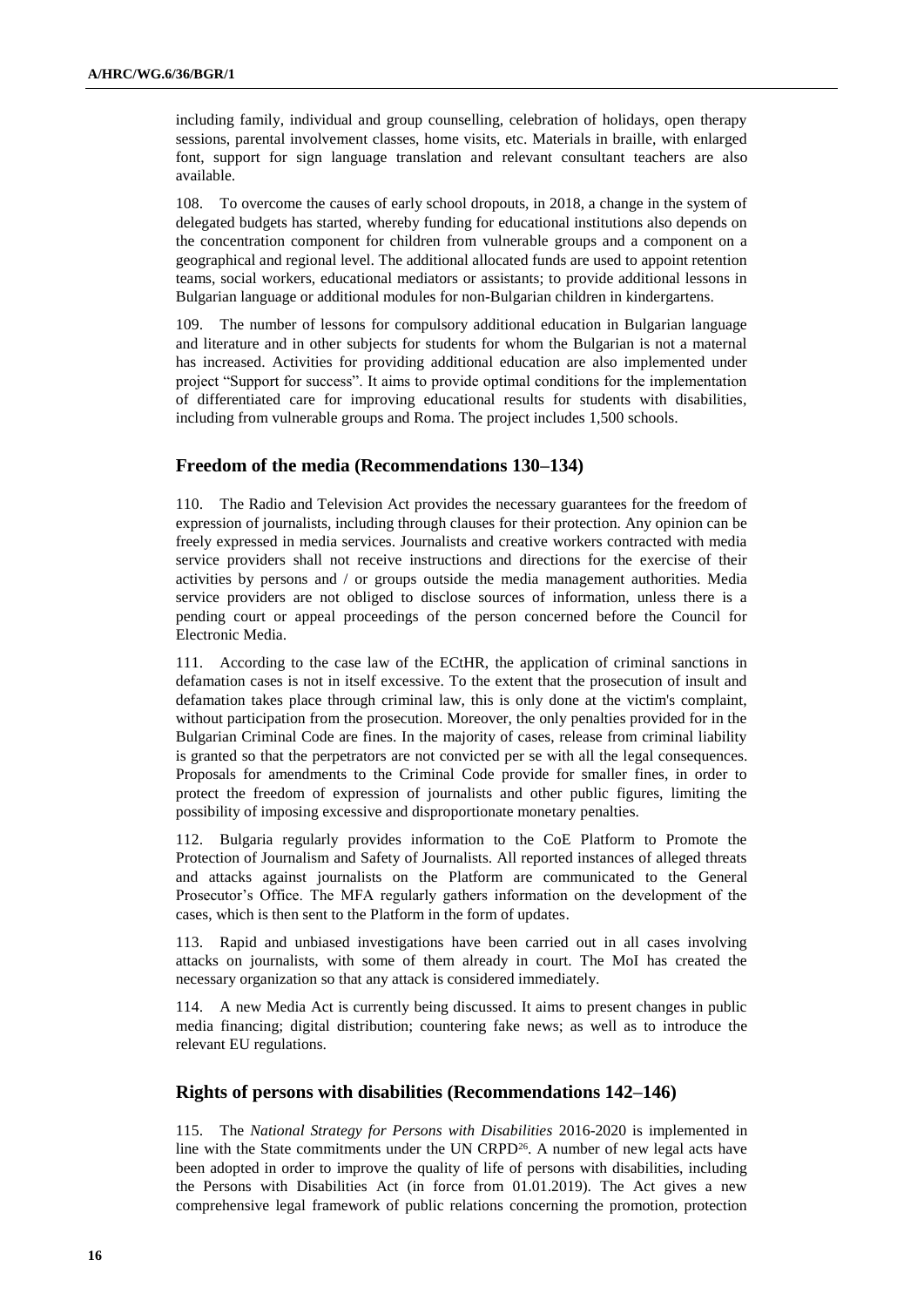including family, individual and group counselling, celebration of holidays, open therapy sessions, parental involvement classes, home visits, etc. Materials in braille, with enlarged font, support for sign language translation and relevant consultant teachers are also available.

108. To overcome the causes of early school dropouts, in 2018, a change in the system of delegated budgets has started, whereby funding for educational institutions also depends on the concentration component for children from vulnerable groups and a component on a geographical and regional level. The additional allocated funds are used to appoint retention teams, social workers, educational mediators or assistants; to provide additional lessons in Bulgarian language or additional modules for non-Bulgarian children in kindergartens.

109. The number of lessons for compulsory additional education in Bulgarian language and literature and in other subjects for students for whom the Bulgarian is not a maternal has increased. Activities for providing additional education are also implemented under project "Support for success". It aims to provide optimal conditions for the implementation of differentiated care for improving educational results for students with disabilities, including from vulnerable groups and Roma. The project includes 1,500 schools.

## Freedom of the media (Recommendations 130–134)

110. The Radio and Television Act provides the necessary guarantees for the freedom of expression of journalists, including through clauses for their protection. Any opinion can be freely expressed in media services. Journalists and creative workers contracted with media service providers shall not receive instructions and directions for the exercise of their activities by persons and / or groups outside the media management authorities. Media service providers are not obliged to disclose sources of information, unless there is a pending court or appeal proceedings of the person concerned before the Council for Electronic Media.

111. According to the case law of the ECtHR, the application of criminal sanctions in defamation cases is not in itself excessive. To the extent that the prosecution of insult and defamation takes place through criminal law, this is only done at the victim's complaint, without participation from the prosecution. Moreover, the only penalties provided for in the Bulgarian Criminal Code are fines. In the majority of cases, release from criminal liability is granted so that the perpetrators are not convicted per se with all the legal consequences. Proposals for amendments to the Criminal Code provide for smaller fines, in order to protect the freedom of expression of journalists and other public figures, limiting the possibility of imposing excessive and disproportionate monetary penalties.

112. Bulgaria regularly provides information to the CoE Platform to Promote the Protection of Journalism and Safety of Journalists. All reported instances of alleged threats and attacks against journalists on the Platform are communicated to the General Prosecutor's Office. The MFA regularly gathers information on the development of the cases, which is then sent to the Platform in the form of updates.

113. Rapid and unbiased investigations have been carried out in all cases involving attacks on journalists, with some of them already in court. The MoI has created the necessary organization so that any attack is considered immediately.

114. A new Media Act is currently being discussed. It aims to present changes in public media financing; digital distribution; countering fake news; as well as to introduce the relevant EU regulations.

## Rights of persons with disabilities (Recommendations 142–146)

115. The *National Strategy for Persons with Disabilities* 2016-2020 is implemented in line with the State commitments under the UN CRPD[26]. A number of new legal acts have been adopted in order to improve the quality of life of persons with disabilities, including the Persons with Disabilities Act (in force from 01.01.2019). The Act gives a new comprehensive legal framework of public relations concerning the promotion, protection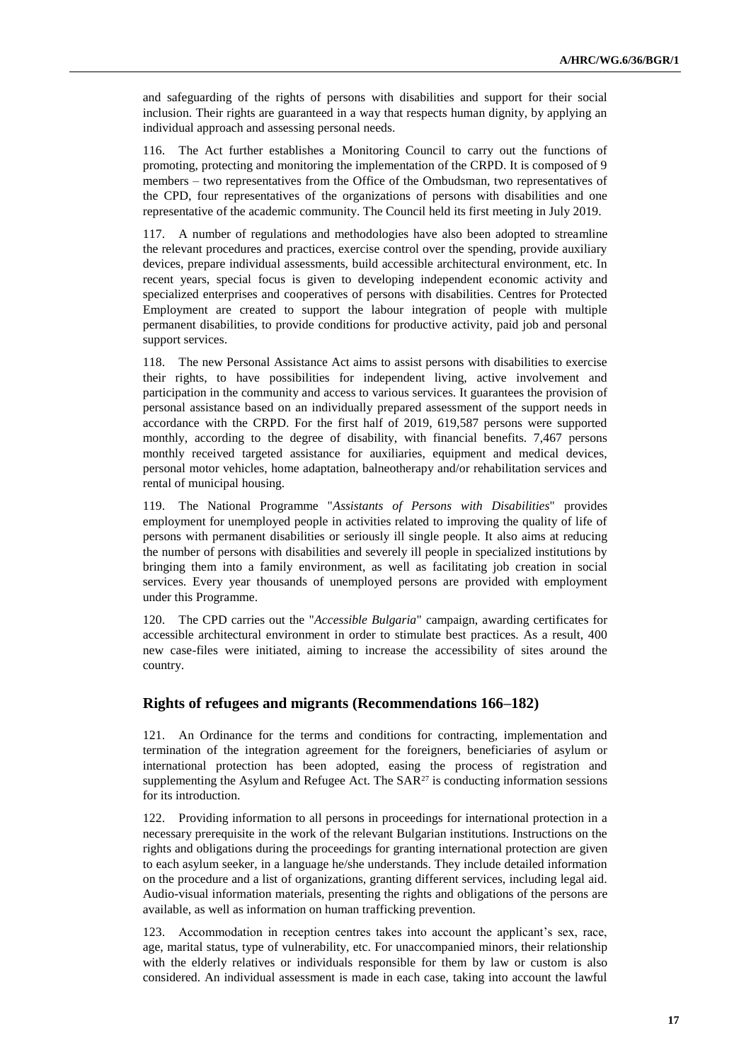and safeguarding of the rights of persons with disabilities and support for their social inclusion. Their rights are guaranteed in a way that respects human dignity, by applying an individual approach and assessing personal needs.

116. The Act further establishes a Monitoring Council to carry out the functions of promoting, protecting and monitoring the implementation of the CRPD. It is composed of 9 members – two representatives from the Office of the Ombudsman, two representatives of the CPD, four representatives of the organizations of persons with disabilities and one representative of the academic community. The Council held its first meeting in July 2019.

117. A number of regulations and methodologies have also been adopted to streamline the relevant procedures and practices, exercise control over the spending, provide auxiliary devices, prepare individual assessments, build accessible architectural environment, etc. In recent years, special focus is given to developing independent economic activity and specialized enterprises and cooperatives of persons with disabilities. Centres for Protected Employment are created to support the labour integration of people with multiple permanent disabilities, to provide conditions for productive activity, paid job and personal support services.

118. The new Personal Assistance Act aims to assist persons with disabilities to exercise their rights, to have possibilities for independent living, active involvement and participation in the community and access to various services. It guarantees the provision of personal assistance based on an individually prepared assessment of the support needs in accordance with the CRPD. For the first half of 2019, 619,587 persons were supported monthly, according to the degree of disability, with financial benefits. 7,467 persons monthly received targeted assistance for auxiliaries, equipment and medical devices, personal motor vehicles, home adaptation, balneotherapy and/or rehabilitation services and rental of municipal housing.

119. The National Programme "*Assistants of Persons with Disabilities*" provides employment for unemployed people in activities related to improving the quality of life of persons with permanent disabilities or seriously ill single people. It also aims at reducing the number of persons with disabilities and severely ill people in specialized institutions by bringing them into a family environment, as well as facilitating job creation in social services. Every year thousands of unemployed persons are provided with employment under this Programme.

120. The CPD carries out the "*Accessible Bulgaria*" campaign, awarding certificates for accessible architectural environment in order to stimulate best practices. As a result, 400 new case-files were initiated, aiming to increase the accessibility of sites around the country.

## Rights of refugees and migrants (Recommendations 166–182)

121. An Ordinance for the terms and conditions for contracting, implementation and termination of the integration agreement for the foreigners, beneficiaries of asylum or international protection has been adopted, easing the process of registration and supplementing the Asylum and Refugee Act. The SAR[27] is conducting information sessions for its introduction.

122. Providing information to all persons in proceedings for international protection in a necessary prerequisite in the work of the relevant Bulgarian institutions. Instructions on the rights and obligations during the proceedings for granting international protection are given to each asylum seeker, in a language he/she understands. They include detailed information on the procedure and a list of organizations, granting different services, including legal aid. Audio-visual information materials, presenting the rights and obligations of the persons are available, as well as information on human trafficking prevention.

123. Accommodation in reception centres takes into account the applicant's sex, race, age, marital status, type of vulnerability, etc. For unaccompanied minors, their relationship with the elderly relatives or individuals responsible for them by law or custom is also considered. An individual assessment is made in each case, taking into account the lawful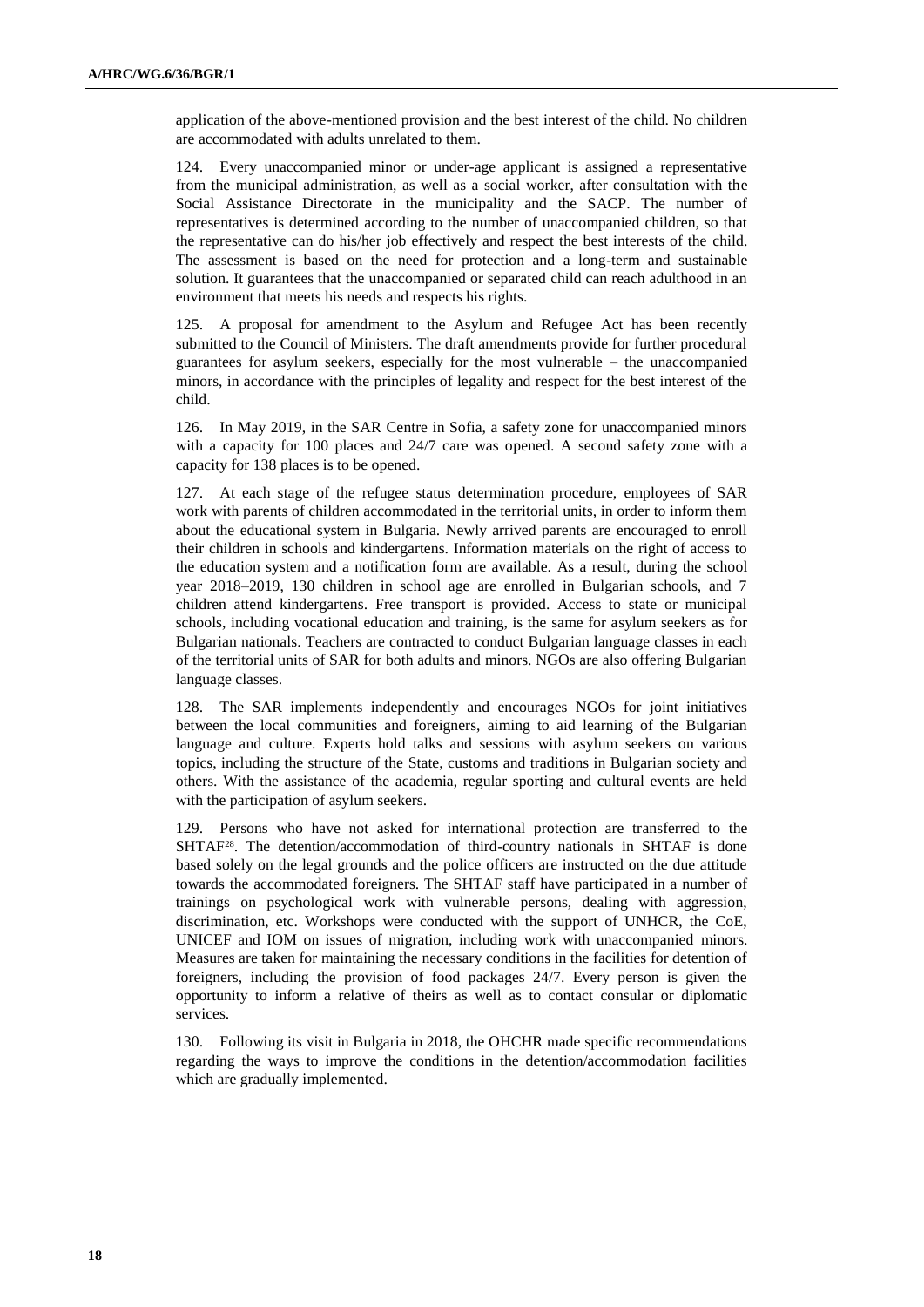application of the above-mentioned provision and the best interest of the child. No children are accommodated with adults unrelated to them.

124. Every unaccompanied minor or under-age applicant is assigned a representative from the municipal administration, as well as a social worker, after consultation with the Social Assistance Directorate in the municipality and the SACP. The number of representatives is determined according to the number of unaccompanied children, so that the representative can do his/her job effectively and respect the best interests of the child. The assessment is based on the need for protection and a long-term and sustainable solution. It guarantees that the unaccompanied or separated child can reach adulthood in an environment that meets his needs and respects his rights.

125. A proposal for amendment to the Asylum and Refugee Act has been recently submitted to the Council of Ministers. The draft amendments provide for further procedural guarantees for asylum seekers, especially for the most vulnerable – the unaccompanied minors, in accordance with the principles of legality and respect for the best interest of the child.

126. In May 2019, in the SAR Centre in Sofia, a safety zone for unaccompanied minors with a capacity for 100 places and 24/7 care was opened. A second safety zone with a capacity for 138 places is to be opened.

127. At each stage of the refugee status determination procedure, employees of SAR work with parents of children accommodated in the territorial units, in order to inform them about the educational system in Bulgaria. Newly arrived parents are encouraged to enroll their children in schools and kindergartens. Information materials on the right of access to the education system and a notification form are available. As a result, during the school year 2018–2019, 130 children in school age are enrolled in Bulgarian schools, and 7 children attend kindergartens. Free transport is provided. Access to state or municipal schools, including vocational education and training, is the same for asylum seekers as for Bulgarian nationals. Teachers are contracted to conduct Bulgarian language classes in each of the territorial units of SAR for both adults and minors. NGOs are also offering Bulgarian language classes.

128. The SAR implements independently and encourages NGOs for joint initiatives between the local communities and foreigners, aiming to aid learning of the Bulgarian language and culture. Experts hold talks and sessions with asylum seekers on various topics, including the structure of the State, customs and traditions in Bulgarian society and others. With the assistance of the academia, regular sporting and cultural events are held with the participation of asylum seekers.

129. Persons who have not asked for international protection are transferred to the SHTAF[28]. The detention/accommodation of third-country nationals in SHTAF is done based solely on the legal grounds and the police officers are instructed on the due attitude towards the accommodated foreigners. The SHTAF staff have participated in a number of trainings on psychological work with vulnerable persons, dealing with aggression, discrimination, etc. Workshops were conducted with the support of UNHCR, the CoE, UNICEF and IOM on issues of migration, including work with unaccompanied minors. Measures are taken for maintaining the necessary conditions in the facilities for detention of foreigners, including the provision of food packages 24/7. Every person is given the opportunity to inform a relative of theirs as well as to contact consular or diplomatic services.

130. Following its visit in Bulgaria in 2018, the OHCHR made specific recommendations regarding the ways to improve the conditions in the detention/accommodation facilities which are gradually implemented.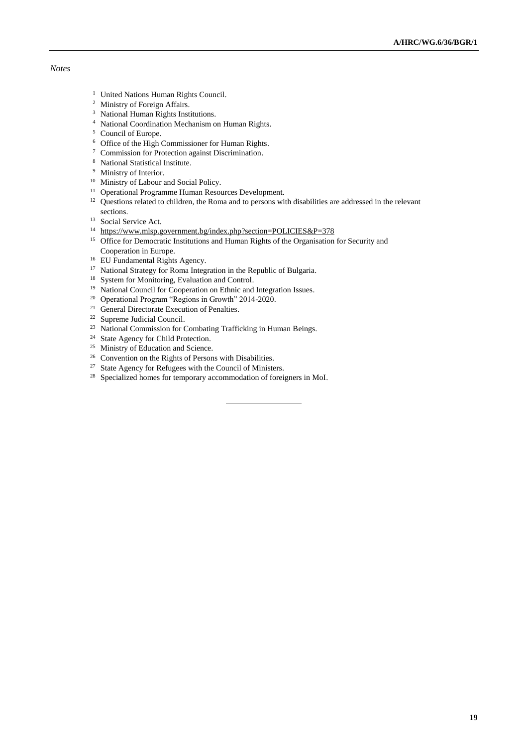*Notes*

[1] United Nations Human Rights Council.
[2] Ministry of Foreign Affairs.
[3] National Human Rights Institutions.
[4] National Coordination Mechanism on Human Rights.
[5] Council of Europe.
[6] Office of the High Commissioner for Human Rights.
[7] Commission for Protection against Discrimination.
[8] National Statistical Institute.
[9] Ministry of Interior.
[10] Ministry of Labour and Social Policy.
[11] Operational Programme Human Resources Development.
[12] Questions related to children, the Roma and to persons with disabilities are addressed in the relevant sections.
[13] Social Service Act.
[14] https://www.mlsp.government.bg/index.php?section=POLICIES&P=378
[15] Office for Democratic Institutions and Human Rights of the Organisation for Security and Cooperation in Europe.
[16] EU Fundamental Rights Agency.
[17] National Strategy for Roma Integration in the Republic of Bulgaria.
[18] System for Monitoring, Evaluation and Control.
[19] National Council for Cooperation on Ethnic and Integration Issues.
[20] Operational Program "Regions in Growth" 2014-2020.
[21] General Directorate Execution of Penalties.
[22] Supreme Judicial Council.
[23] National Commission for Combating Trafficking in Human Beings.
[24] State Agency for Child Protection.
[25] Ministry of Education and Science.
[26] Convention on the Rights of Persons with Disabilities.
[27] State Agency for Refugees with the Council of Ministers.
[28] Specialized homes for temporary accommodation of foreigners in MoI.